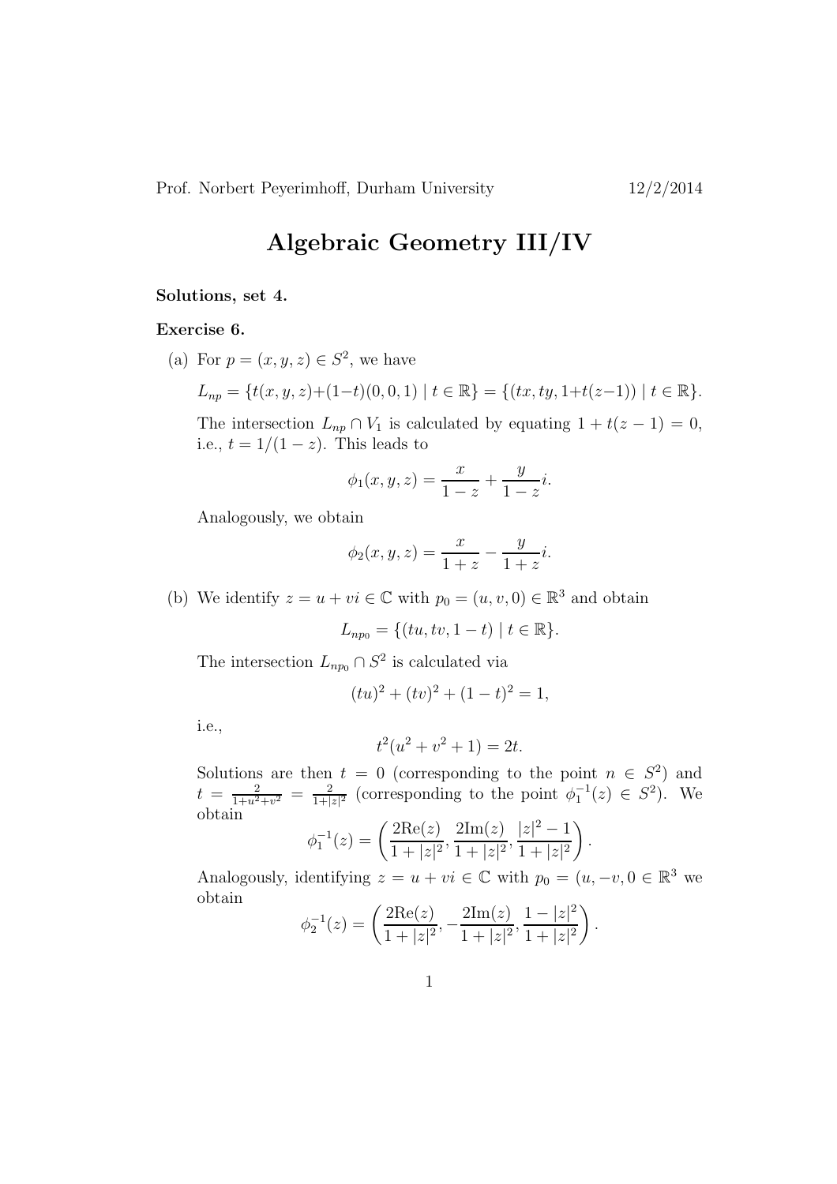Prof. Norbert Peyerimhoff, Durham University 12/2/2014

# Algebraic Geometry III/IV

**Solutions, set 4.**

**Exercise 6.**

(a) For $p = (x, y, z) \in S^2$, we have

$$L_{np} = \{t(x, y, z) + (1-t)(0, 0, 1) \mid t \in \mathbb{R}\} = \{(tx, ty, 1+t(z-1)) \mid t \in \mathbb{R}\}.$$

The intersection $L_{np} \cap V_1$ is calculated by equating $1 + t(z-1) = 0$, i.e., $t = 1/(1-z)$. This leads to

$$\phi_1(x, y, z) = \frac{x}{1-z} + \frac{y}{1-z}i.$$

Analogously, we obtain

$$\phi_2(x, y, z) = \frac{x}{1+z} - \frac{y}{1+z}i.$$

(b) We identify $z = u + vi \in \mathbb{C}$ with $p_0 = (u, v, 0) \in \mathbb{R}^3$ and obtain

$$L_{np_0} = \{(tu, tv, 1-t) \mid t \in \mathbb{R}\}.$$

The intersection $L_{np_0} \cap S^2$ is calculated via

$$(tu)^2 + (tv)^2 + (1-t)^2 = 1,$$

i.e.,

$$t^2(u^2 + v^2 + 1) = 2t.$$

Solutions are then $t = 0$ (corresponding to the point $n \in S^2$) and $t = \frac{2}{1+u^2+v^2} = \frac{2}{1+|z|^2}$ (corresponding to the point $\phi_1^{-1}(z) \in S^2$). We obtain

$$\phi_1^{-1}(z) = \left( \frac{2\text{Re}(z)}{1+|z|^2}, \frac{2\text{Im}(z)}{1+|z|^2}, \frac{|z|^2-1}{1+|z|^2} \right).$$

Analogously, identifying $z = u + vi \in \mathbb{C}$ with $p_0 = (u, -v, 0 \in \mathbb{R}^3$ we obtain

$$\phi_2^{-1}(z) = \left( \frac{2\text{Re}(z)}{1+|z|^2}, -\frac{2\text{Im}(z)}{1+|z|^2}, \frac{1-|z|^2}{1+|z|^2} \right).$$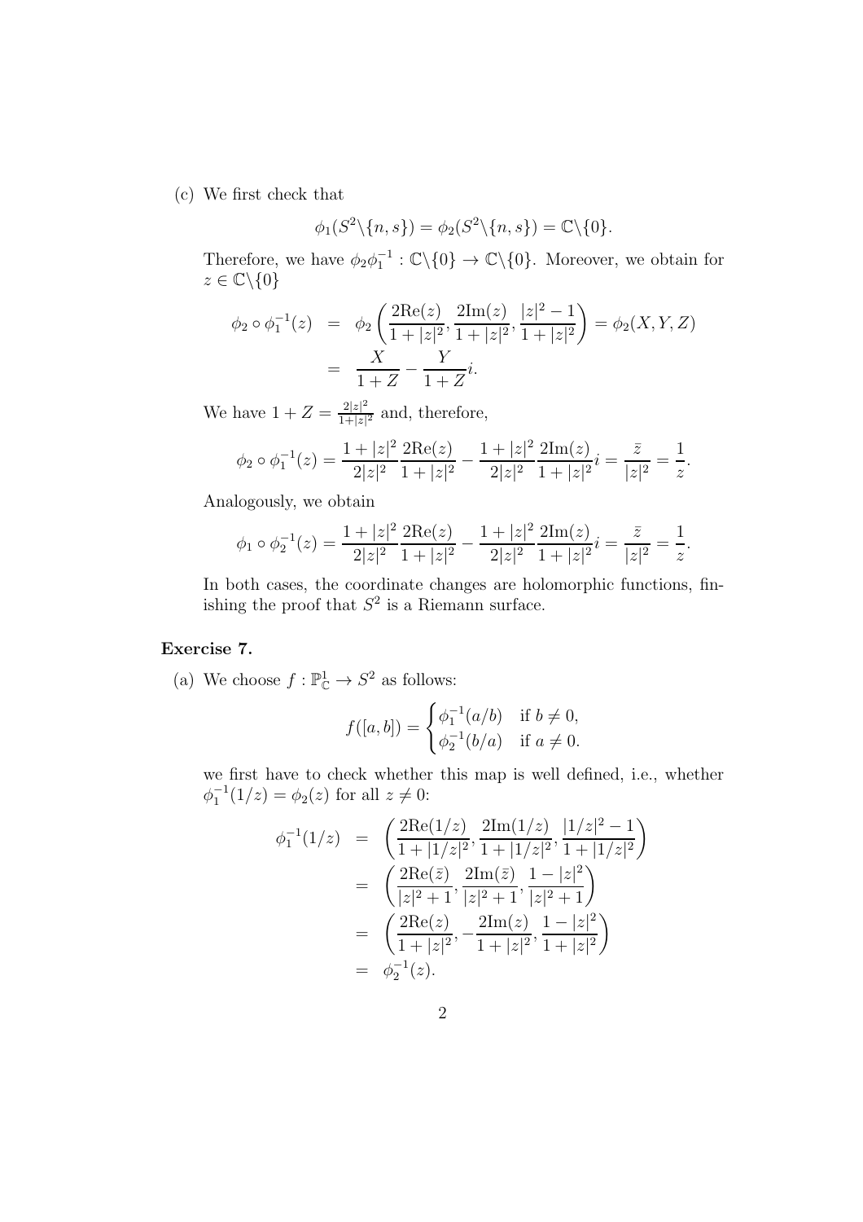(c) We first check that

$$\phi_1(S^2\backslash\{n,s\}) = \phi_2(S^2\backslash\{n,s\}) = \mathbb{C}\backslash\{0\}.$$

Therefore, we have $\phi_2\phi_1^{-1} : \mathbb{C}\backslash\{0\} \to \mathbb{C}\backslash\{0\}$. Moreover, we obtain for $z \in \mathbb{C}\backslash\{0\}$

$$\begin{aligned}
\phi_2 \circ \phi_1^{-1}(z) &= \phi_2\left(\frac{2\mathrm{Re}(z)}{1+|z|^2}, \frac{2\mathrm{Im}(z)}{1+|z|^2}, \frac{|z|^2-1}{1+|z|^2}\right) = \phi_2(X,Y,Z) \\
&= \frac{X}{1+Z} - \frac{Y}{1+Z}i.
\end{aligned}$$

We have $1 + Z = \frac{2|z|^2}{1+|z|^2}$ and, therefore,

$$\phi_2 \circ \phi_1^{-1}(z) = \frac{1+|z|^2}{2|z|^2}\frac{2\mathrm{Re}(z)}{1+|z|^2} - \frac{1+|z|^2}{2|z|^2}\frac{2\mathrm{Im}(z)}{1+|z|^2}i = \frac{\bar{z}}{|z|^2} = \frac{1}{z}.$$

Analogously, we obtain

$$\phi_1 \circ \phi_2^{-1}(z) = \frac{1+|z|^2}{2|z|^2}\frac{2\mathrm{Re}(z)}{1+|z|^2} - \frac{1+|z|^2}{2|z|^2}\frac{2\mathrm{Im}(z)}{1+|z|^2}i = \frac{\bar{z}}{|z|^2} = \frac{1}{z}.$$

In both cases, the coordinate changes are holomorphic functions, finishing the proof that $S^2$ is a Riemann surface.

**Exercise 7.**

(a) We choose $f : \mathbb{P}^1_{\mathbb{C}} \to S^2$ as follows:

$$f([a,b]) = \begin{cases} \phi_1^{-1}(a/b) & \text{if } b \neq 0, \\ \phi_2^{-1}(b/a) & \text{if } a \neq 0. \end{cases}$$

we first have to check whether this map is well defined, i.e., whether $\phi_1^{-1}(1/z) = \phi_2(z)$ for all $z \neq 0$:

$$\begin{aligned}
\phi_1^{-1}(1/z) &= \left(\frac{2\mathrm{Re}(1/z)}{1+|1/z|^2}, \frac{2\mathrm{Im}(1/z)}{1+|1/z|^2}, \frac{|1/z|^2-1}{1+|1/z|^2}\right) \\
&= \left(\frac{2\mathrm{Re}(\bar{z})}{|z|^2+1}, \frac{2\mathrm{Im}(\bar{z})}{|z|^2+1}, \frac{1-|z|^2}{|z|^2+1}\right) \\
&= \left(\frac{2\mathrm{Re}(z)}{1+|z|^2}, -\frac{2\mathrm{Im}(z)}{1+|z|^2}, \frac{1-|z|^2}{1+|z|^2}\right) \\
&= \phi_2^{-1}(z).
\end{aligned}$$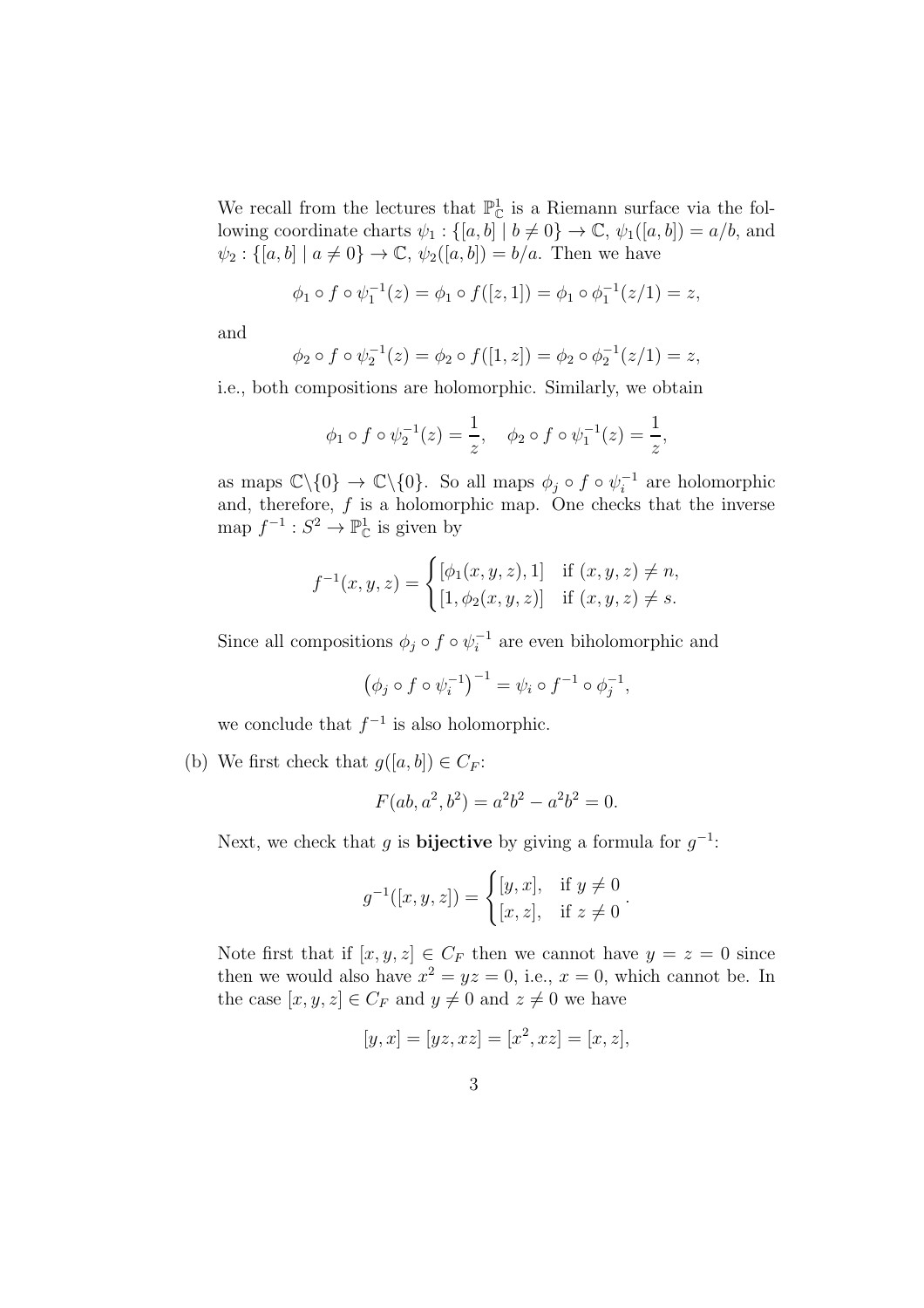We recall from the lectures that $\mathbb{P}^1_{\mathbb{C}}$ is a Riemann surface via the following coordinate charts $\psi_1 : \{[a,b] \mid b \neq 0\} \to \mathbb{C}$, $\psi_1([a,b]) = a/b$, and $\psi_2 : \{[a,b] \mid a \neq 0\} \to \mathbb{C}$, $\psi_2([a,b]) = b/a$. Then we have

$$\phi_1 \circ f \circ \psi_1^{-1}(z) = \phi_1 \circ f([z,1]) = \phi_1 \circ \phi_1^{-1}(z/1) = z,$$

and

$$\phi_2 \circ f \circ \psi_2^{-1}(z) = \phi_2 \circ f([1,z]) = \phi_2 \circ \phi_2^{-1}(z/1) = z,$$

i.e., both compositions are holomorphic. Similarly, we obtain

$$\phi_1 \circ f \circ \psi_2^{-1}(z) = \frac{1}{z}, \quad \phi_2 \circ f \circ \psi_1^{-1}(z) = \frac{1}{z},$$

as maps $\mathbb{C}\backslash\{0\} \to \mathbb{C}\backslash\{0\}$. So all maps $\phi_j \circ f \circ \psi_i^{-1}$ are holomorphic and, therefore, $f$ is a holomorphic map. One checks that the inverse map $f^{-1} : S^2 \to \mathbb{P}^1_{\mathbb{C}}$ is given by

$$f^{-1}(x,y,z) = \begin{cases} [\phi_1(x,y,z), 1] & \text{if } (x,y,z) \neq n, \\ [1, \phi_2(x,y,z)] & \text{if } (x,y,z) \neq s. \end{cases}$$

Since all compositions $\phi_j \circ f \circ \psi_i^{-1}$ are even biholomorphic and

$$\left(\phi_j \circ f \circ \psi_i^{-1}\right)^{-1} = \psi_i \circ f^{-1} \circ \phi_j^{-1},$$

we conclude that $f^{-1}$ is also holomorphic.

(b) We first check that $g([a,b]) \in C_F$:

$$F(ab, a^2, b^2) = a^2b^2 - a^2b^2 = 0.$$

Next, we check that $g$ is **bijective** by giving a formula for $g^{-1}$:

$$g^{-1}([x,y,z]) = \begin{cases} [y,x], & \text{if } y \neq 0 \\ [x,z], & \text{if } z \neq 0 \end{cases}.$$

Note first that if $[x,y,z] \in C_F$ then we cannot have $y = z = 0$ since then we would also have $x^2 = yz = 0$, i.e., $x = 0$, which cannot be. In the case $[x,y,z] \in C_F$ and $y \neq 0$ and $z \neq 0$ we have

$$[y,x] = [yz, xz] = [x^2, xz] = [x,z],$$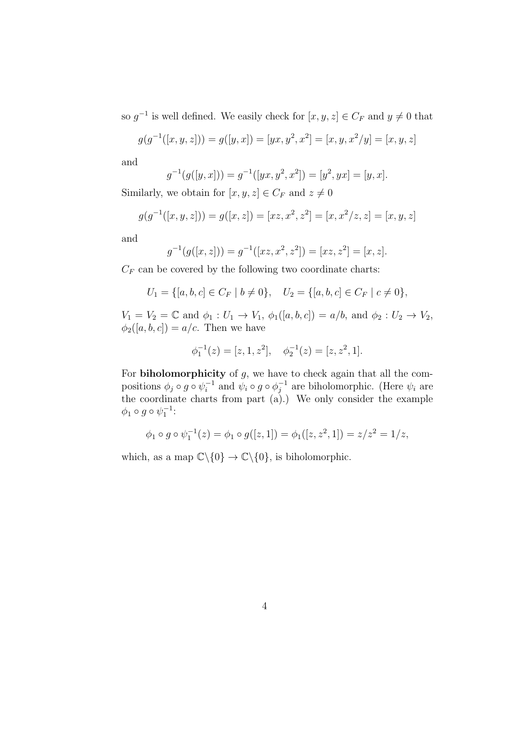so $g^{-1}$ is well defined. We easily check for $[x,y,z] \in C_F$ and $y \neq 0$ that

$$g(g^{-1}([x,y,z])) = g([y,x]) = [yx, y^2, x^2] = [x, y, x^2/y] = [x,y,z]$$

and

$$g^{-1}(g([y,x])) = g^{-1}([yx, y^2, x^2]) = [y^2, yx] = [y,x].$$

Similarly, we obtain for $[x,y,z] \in C_F$ and $z \neq 0$

$$g(g^{-1}([x,y,z])) = g([x,z]) = [xz, x^2, z^2] = [x, x^2/z, z] = [x,y,z]$$

and

$$g^{-1}(g([x,z])) = g^{-1}([xz, x^2, z^2]) = [xz, z^2] = [x,z].$$

$C_F$ can be covered by the following two coordinate charts:

$$U_1 = \{[a,b,c] \in C_F \mid b \neq 0\}, \quad U_2 = \{[a,b,c] \in C_F \mid c \neq 0\},$$

$V_1 = V_2 = \mathbb{C}$ and $\phi_1 : U_1 \to V_1$, $\phi_1([a,b,c]) = a/b$, and $\phi_2 : U_2 \to V_2$, $\phi_2([a,b,c]) = a/c$. Then we have

$$\phi_1^{-1}(z) = [z, 1, z^2], \quad \phi_2^{-1}(z) = [z, z^2, 1].$$

For **biholomorphicity** of $g$, we have to check again that all the compositions $\phi_j \circ g \circ \psi_i^{-1}$ and $\psi_i \circ g \circ \phi_j^{-1}$ are biholomorphic. (Here $\psi_i$ are the coordinate charts from part (a).) We only consider the example $\phi_1 \circ g \circ \psi_1^{-1}$:

$$\phi_1 \circ g \circ \psi_1^{-1}(z) = \phi_1 \circ g([z,1]) = \phi_1([z, z^2, 1]) = z/z^2 = 1/z,$$

which, as a map $\mathbb{C}\backslash\{0\} \to \mathbb{C}\backslash\{0\}$, is biholomorphic.